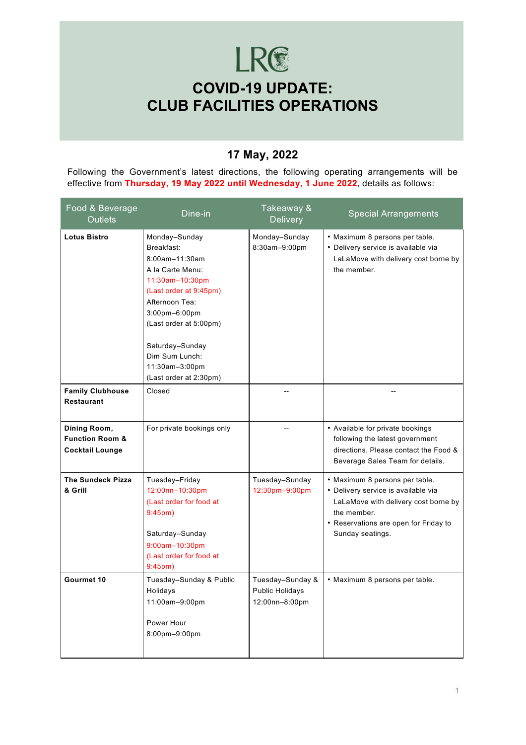LRC

# COVID-19 UPDATE: CLUB FACILITIES OPERATIONS

## 17 May, 2022

Following the Government's latest directions, the following operating arrangements will be effective from **Thursday, 19 May 2022 until Wednesday, 1 June 2022**, details as follows:

| Food & Beverage Outlets | Dine-in | Takeaway & Delivery | Special Arrangements |
|---|---|---|---|
| **Lotus Bistro** | Monday–Sunday<br>Breakfast:<br>8:00am–11:30am<br>A la Carte Menu:<br>11:30am–10:30pm<br>(Last order at 9:45pm)<br>Afternoon Tea:<br>3:00pm–6:00pm<br>(Last order at 5:00pm)<br><br>Saturday–Sunday<br>Dim Sum Lunch:<br>11:30am–3:00pm<br>(Last order at 2:30pm) | Monday–Sunday<br>8:30am–9:00pm | • Maximum 8 persons per table.<br>• Delivery service is available via LaLaMove with delivery cost borne by the member. |
| **Family Clubhouse Restaurant** | Closed | -- | -- |
| **Dining Room, Function Room & Cocktail Lounge** | For private bookings only | -- | • Available for private bookings following the latest government directions. Please contact the Food & Beverage Sales Team for details. |
| **The Sundeck Pizza & Grill** | Tuesday–Friday<br>12:00nn–10:30pm<br>(Last order for food at 9:45pm)<br><br>Saturday–Sunday<br>9:00am–10:30pm<br>(Last order for food at 9:45pm) | Tuesday–Sunday<br>12:30pm–9:00pm | • Maximum 8 persons per table.<br>• Delivery service is available via LaLaMove with delivery cost borne by the member.<br>• Reservations are open for Friday to Sunday seatings. |
| **Gourmet 10** | Tuesday–Sunday & Public Holidays<br>11:00am–9:00pm<br><br>Power Hour<br>8:00pm–9:00pm | Tuesday–Sunday & Public Holidays<br>12:00nn–8:00pm | • Maximum 8 persons per table. |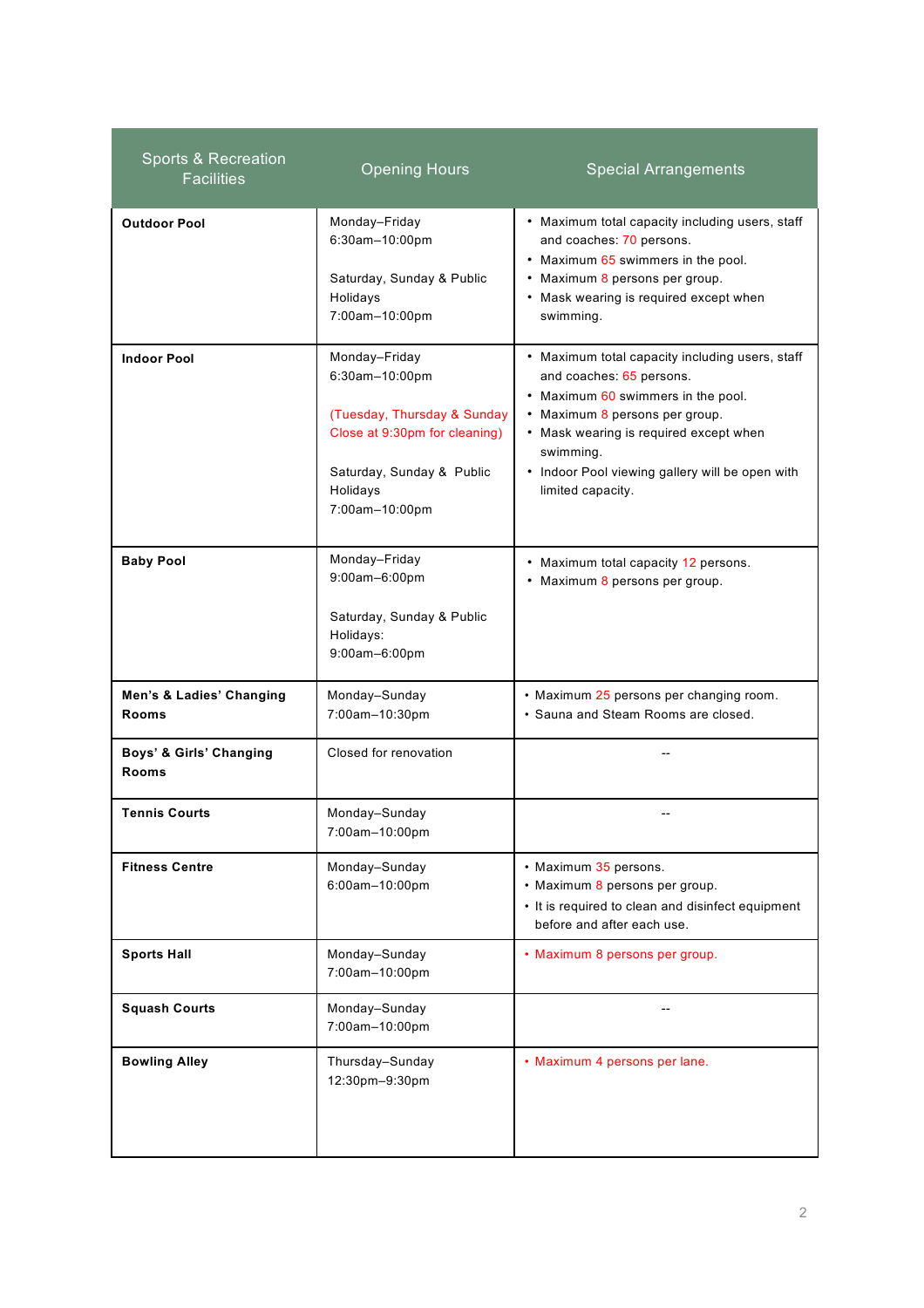| Sports & Recreation Facilities | Opening Hours | Special Arrangements |
| --- | --- | --- |
| **Outdoor Pool** | Monday–Friday<br>6:30am–10:00pm<br><br>Saturday, Sunday & Public Holidays<br>7:00am–10:00pm | • Maximum total capacity including users, staff and coaches: 70 persons.<br>• Maximum 65 swimmers in the pool.<br>• Maximum 8 persons per group.<br>• Mask wearing is required except when swimming. |
| **Indoor Pool** | Monday–Friday<br>6:30am–10:00pm<br><br>(Tuesday, Thursday & Sunday Close at 9:30pm for cleaning)<br><br>Saturday, Sunday & Public Holidays<br>7:00am–10:00pm | • Maximum total capacity including users, staff and coaches: 65 persons.<br>• Maximum 60 swimmers in the pool.<br>• Maximum 8 persons per group.<br>• Mask wearing is required except when swimming.<br>• Indoor Pool viewing gallery will be open with limited capacity. |
| **Baby Pool** | Monday–Friday<br>9:00am–6:00pm<br><br>Saturday, Sunday & Public Holidays:<br>9:00am–6:00pm | • Maximum total capacity 12 persons.<br>• Maximum 8 persons per group. |
| **Men's & Ladies' Changing Rooms** | Monday–Sunday<br>7:00am–10:30pm | • Maximum 25 persons per changing room.<br>• Sauna and Steam Rooms are closed. |
| **Boys' & Girls' Changing Rooms** | Closed for renovation | -- |
| **Tennis Courts** | Monday–Sunday<br>7:00am–10:00pm | -- |
| **Fitness Centre** | Monday–Sunday<br>6:00am–10:00pm | • Maximum 35 persons.<br>• Maximum 8 persons per group.<br>• It is required to clean and disinfect equipment before and after each use. |
| **Sports Hall** | Monday–Sunday<br>7:00am–10:00pm | • Maximum 8 persons per group. |
| **Squash Courts** | Monday–Sunday<br>7:00am–10:00pm | -- |
| **Bowling Alley** | Thursday–Sunday<br>12:30pm–9:30pm | • Maximum 4 persons per lane. |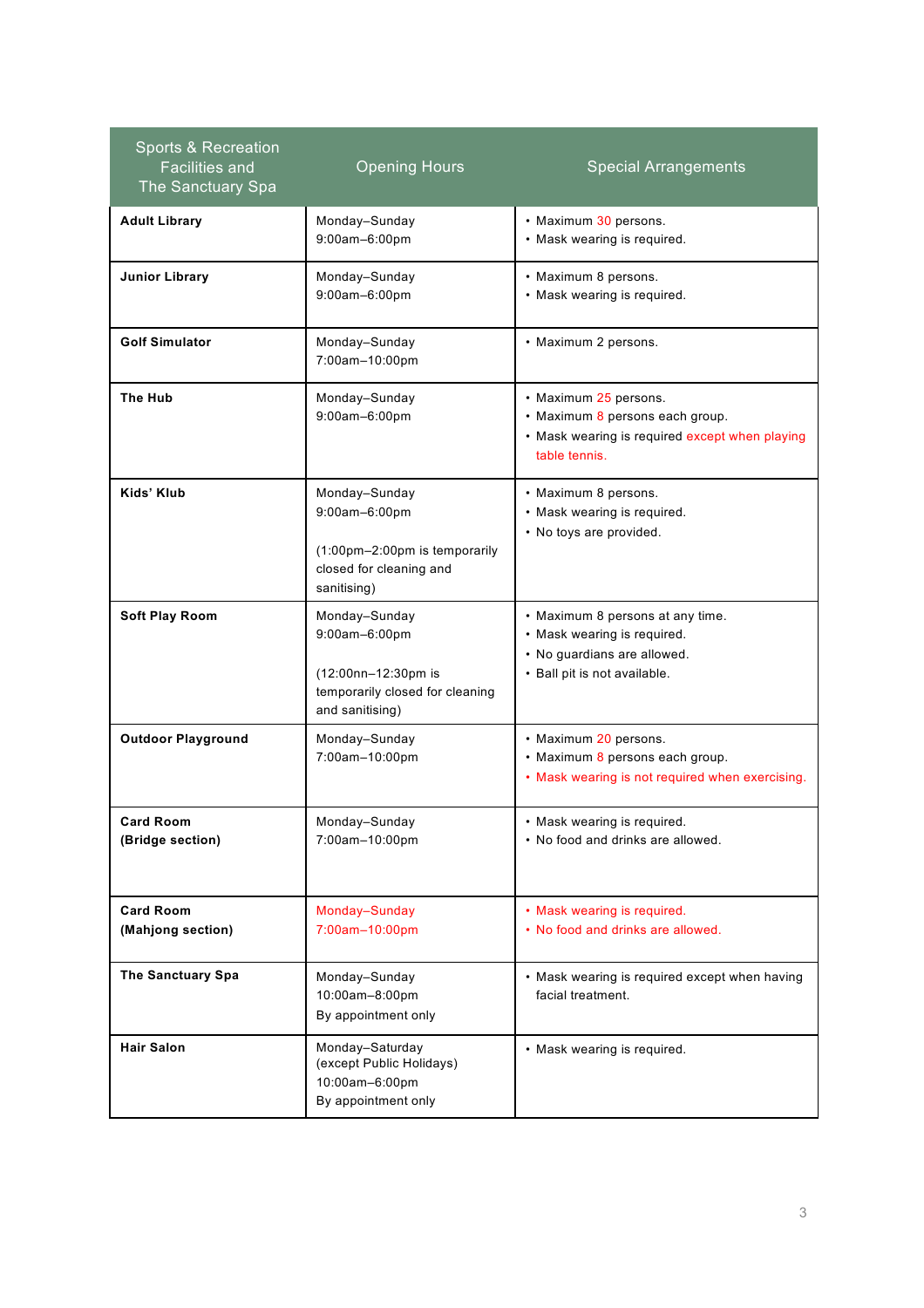| Sports & Recreation Facilities and The Sanctuary Spa | Opening Hours | Special Arrangements |
|---|---|---|
| **Adult Library** | Monday–Sunday<br>9:00am–6:00pm | • Maximum 30 persons.<br>• Mask wearing is required. |
| **Junior Library** | Monday–Sunday<br>9:00am–6:00pm | • Maximum 8 persons.<br>• Mask wearing is required. |
| **Golf Simulator** | Monday–Sunday<br>7:00am–10:00pm | • Maximum 2 persons. |
| **The Hub** | Monday–Sunday<br>9:00am–6:00pm | • Maximum 25 persons.<br>• Maximum 8 persons each group.<br>• Mask wearing is required except when playing table tennis. |
| **Kids' Klub** | Monday–Sunday<br>9:00am–6:00pm<br><br>(1:00pm–2:00pm is temporarily closed for cleaning and sanitising) | • Maximum 8 persons.<br>• Mask wearing is required.<br>• No toys are provided. |
| **Soft Play Room** | Monday–Sunday<br>9:00am–6:00pm<br><br>(12:00nn–12:30pm is temporarily closed for cleaning and sanitising) | • Maximum 8 persons at any time.<br>• Mask wearing is required.<br>• No guardians are allowed.<br>• Ball pit is not available. |
| **Outdoor Playground** | Monday–Sunday<br>7:00am–10:00pm | • Maximum 20 persons.<br>• Maximum 8 persons each group.<br>• Mask wearing is not required when exercising. |
| **Card Room (Bridge section)** | Monday–Sunday<br>7:00am–10:00pm | • Mask wearing is required.<br>• No food and drinks are allowed. |
| **Card Room (Mahjong section)** | Monday–Sunday<br>7:00am–10:00pm | • Mask wearing is required.<br>• No food and drinks are allowed. |
| **The Sanctuary Spa** | Monday–Sunday<br>10:00am–8:00pm<br>By appointment only | • Mask wearing is required except when having facial treatment. |
| **Hair Salon** | Monday–Saturday<br>(except Public Holidays)<br>10:00am–6:00pm<br>By appointment only | • Mask wearing is required. |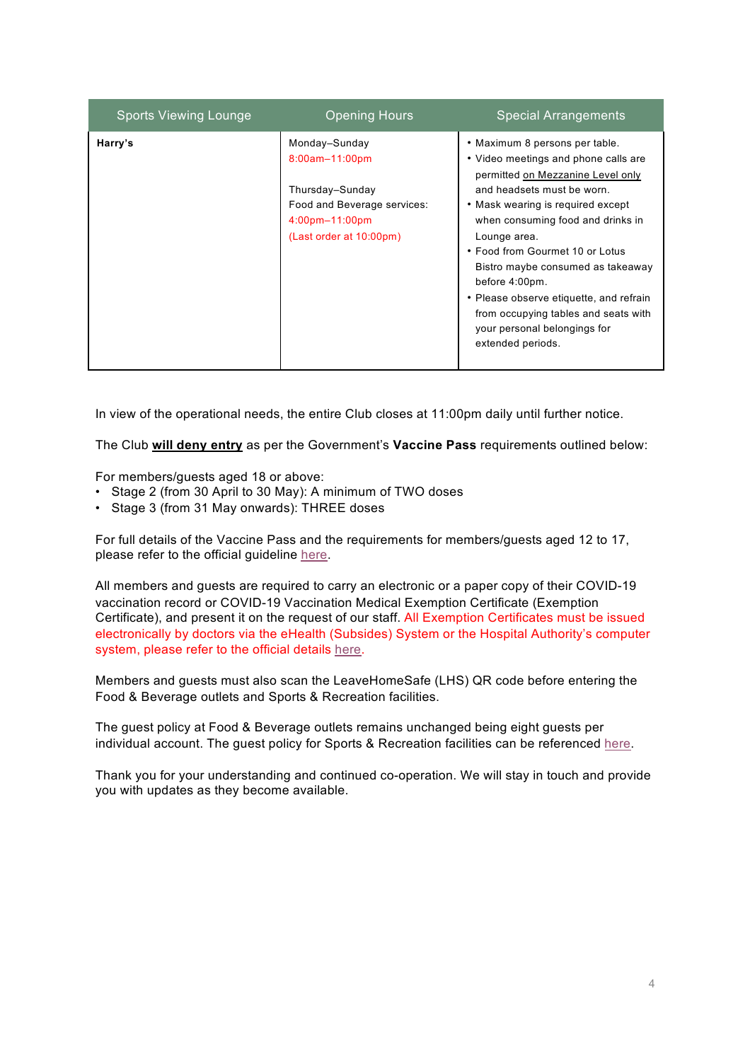| Sports Viewing Lounge | Opening Hours | Special Arrangements |
|---|---|---|
| **Harry's** | Monday–Sunday<br>8:00am–11:00pm<br><br>Thursday–Sunday<br>Food and Beverage services:<br>4:00pm–11:00pm<br>(Last order at 10:00pm) | • Maximum 8 persons per table.<br>• Video meetings and phone calls are permitted on Mezzanine Level only and headsets must be worn.<br>• Mask wearing is required except when consuming food and drinks in Lounge area.<br>• Food from Gourmet 10 or Lotus Bistro maybe consumed as takeaway before 4:00pm.<br>• Please observe etiquette, and refrain from occupying tables and seats with your personal belongings for extended periods. |

In view of the operational needs, the entire Club closes at 11:00pm daily until further notice.

The Club **will deny entry** as per the Government's **Vaccine Pass** requirements outlined below:

For members/guests aged 18 or above:
- Stage 2 (from 30 April to 30 May): A minimum of TWO doses
- Stage 3 (from 31 May onwards): THREE doses

For full details of the Vaccine Pass and the requirements for members/guests aged 12 to 17, please refer to the official guideline here.

All members and guests are required to carry an electronic or a paper copy of their COVID-19 vaccination record or COVID-19 Vaccination Medical Exemption Certificate (Exemption Certificate), and present it on the request of our staff. All Exemption Certificates must be issued electronically by doctors via the eHealth (Subsides) System or the Hospital Authority's computer system, please refer to the official details here.

Members and guests must also scan the LeaveHomeSafe (LHS) QR code before entering the Food & Beverage outlets and Sports & Recreation facilities.

The guest policy at Food & Beverage outlets remains unchanged being eight guests per individual account. The guest policy for Sports & Recreation facilities can be referenced here.

Thank you for your understanding and continued co-operation. We will stay in touch and provide you with updates as they become available.